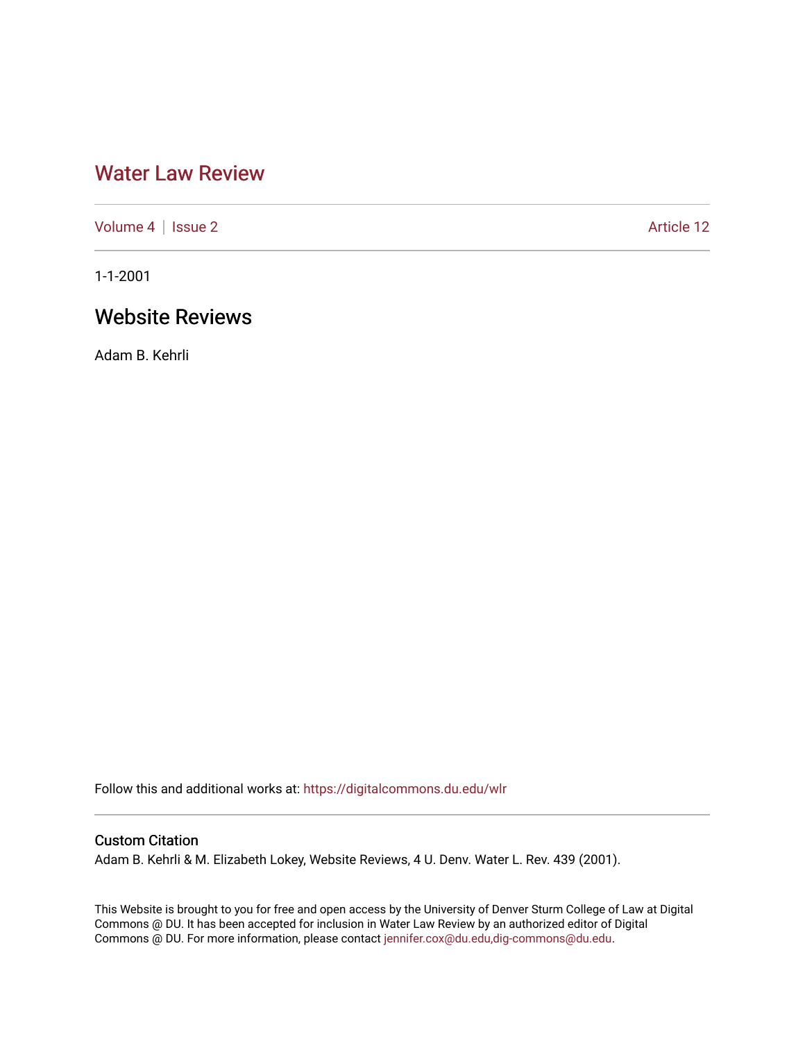# Water Law Review

Volume 4 | Issue 2 Article 12

1-1-2001

## Website Reviews

Adam B. Kehrli

Follow this and additional works at: https://digitalcommons.du.edu/wlr

### Custom Citation

Adam B. Kehrli & M. Elizabeth Lokey, Website Reviews, 4 U. Denv. Water L. Rev. 439 (2001).

This Website is brought to you for free and open access by the University of Denver Sturm College of Law at Digital Commons @ DU. It has been accepted for inclusion in Water Law Review by an authorized editor of Digital Commons @ DU. For more information, please contact jennifer.cox@du.edu,dig-commons@du.edu.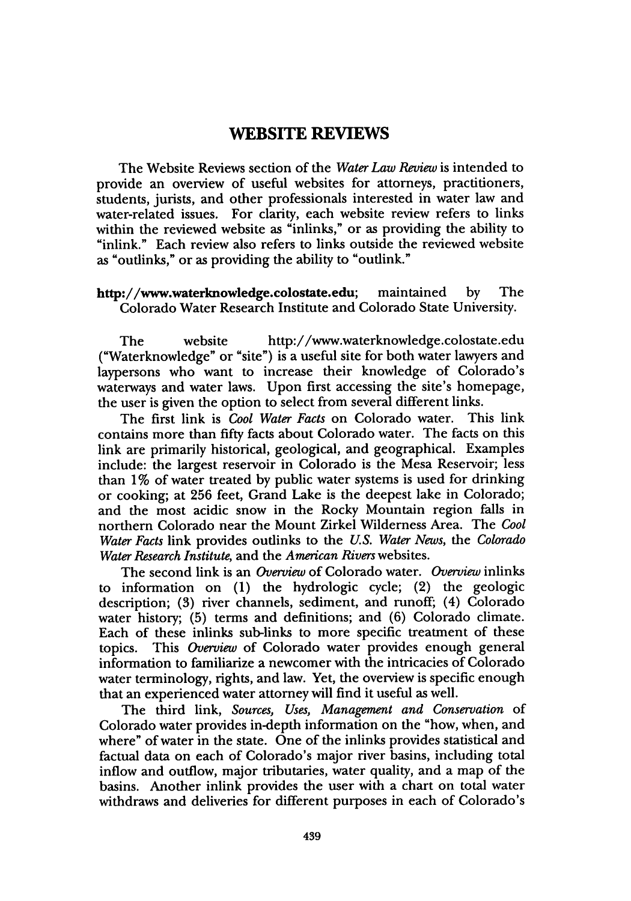# WEBSITE REVIEWS

The Website Reviews section of the *Water Law Review* is intended to provide an overview of useful websites for attorneys, practitioners, students, jurists, and other professionals interested in water law and water-related issues. For clarity, each website review refers to links within the reviewed website as "inlinks," or as providing the ability to "inlink." Each review also refers to links outside the reviewed website as "outlinks," or as providing the ability to "outlink."

**http://www.waterknowledge.colostate.edu**; maintained by The Colorado Water Research Institute and Colorado State University.

The website http://www.waterknowledge.colostate.edu ("Waterknowledge" or "site") is a useful site for both water lawyers and laypersons who want to increase their knowledge of Colorado's waterways and water laws. Upon first accessing the site's homepage, the user is given the option to select from several different links.

The first link is *Cool Water Facts* on Colorado water. This link contains more than fifty facts about Colorado water. The facts on this link are primarily historical, geological, and geographical. Examples include: the largest reservoir in Colorado is the Mesa Reservoir; less than 1% of water treated by public water systems is used for drinking or cooking; at 256 feet, Grand Lake is the deepest lake in Colorado; and the most acidic snow in the Rocky Mountain region falls in northern Colorado near the Mount Zirkel Wilderness Area. The *Cool Water Facts* link provides outlinks to the *U.S. Water News*, the *Colorado Water Research Institute*, and the *American Rivers* websites.

The second link is an *Overview* of Colorado water. *Overview* inlinks to information on (1) the hydrologic cycle; (2) the geologic description; (3) river channels, sediment, and runoff; (4) Colorado water history; (5) terms and definitions; and (6) Colorado climate. Each of these inlinks sub-links to more specific treatment of these topics. This *Overview* of Colorado water provides enough general information to familiarize a newcomer with the intricacies of Colorado water terminology, rights, and law. Yet, the overview is specific enough that an experienced water attorney will find it useful as well.

The third link, *Sources, Uses, Management and Conservation* of Colorado water provides in-depth information on the "how, when, and where" of water in the state. One of the inlinks provides statistical and factual data on each of Colorado's major river basins, including total inflow and outflow, major tributaries, water quality, and a map of the basins. Another inlink provides the user with a chart on total water withdraws and deliveries for different purposes in each of Colorado's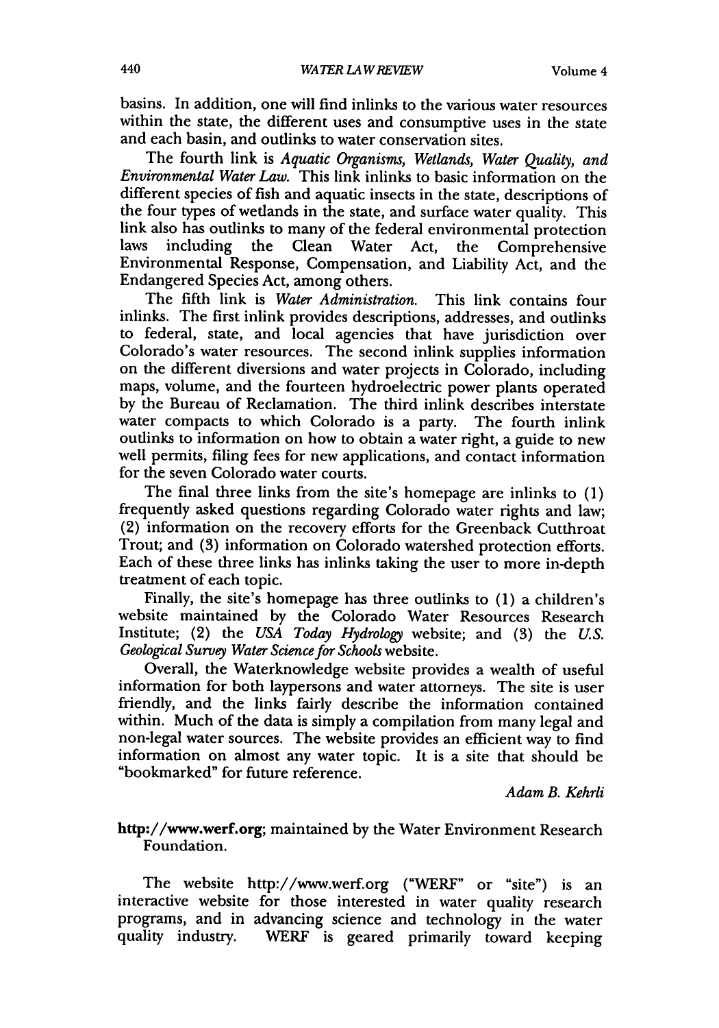basins. In addition, one will find inlinks to the various water resources within the state, the different uses and consumptive uses in the state and each basin, and outlinks to water conservation sites.

The fourth link is *Aquatic Organisms, Wetlands, Water Quality, and Environmental Water Law.* This link inlinks to basic information on the different species of fish and aquatic insects in the state, descriptions of the four types of wetlands in the state, and surface water quality. This link also has outlinks to many of the federal environmental protection laws including the Clean Water Act, the Comprehensive Environmental Response, Compensation, and Liability Act, and the Endangered Species Act, among others.

The fifth link is *Water Administration.* This link contains four inlinks. The first inlink provides descriptions, addresses, and outlinks to federal, state, and local agencies that have jurisdiction over Colorado's water resources. The second inlink supplies information on the different diversions and water projects in Colorado, including maps, volume, and the fourteen hydroelectric power plants operated by the Bureau of Reclamation. The third inlink describes interstate water compacts to which Colorado is a party. The fourth inlink outlinks to information on how to obtain a water right, a guide to new well permits, filing fees for new applications, and contact information for the seven Colorado water courts.

The final three links from the site's homepage are inlinks to (1) frequently asked questions regarding Colorado water rights and law; (2) information on the recovery efforts for the Greenback Cutthroat Trout; and (3) information on Colorado watershed protection efforts. Each of these three links has inlinks taking the user to more in-depth treatment of each topic.

Finally, the site's homepage has three outlinks to (1) a children's website maintained by the Colorado Water Resources Research Institute; (2) the *USA Today Hydrology* website; and (3) the *U.S. Geological Survey Water Science for Schools* website.

Overall, the Waterknowledge website provides a wealth of useful information for both laypersons and water attorneys. The site is user friendly, and the links fairly describe the information contained within. Much of the data is simply a compilation from many legal and non-legal water sources. The website provides an efficient way to find information on almost any water topic. It is a site that should be "bookmarked" for future reference.

*Adam B. Kehrli*

**http://www.werf.org**; maintained by the Water Environment Research Foundation.

The website http://www.werf.org ("WERF" or "site") is an interactive website for those interested in water quality research programs, and in advancing science and technology in the water quality industry. WERF is geared primarily toward keeping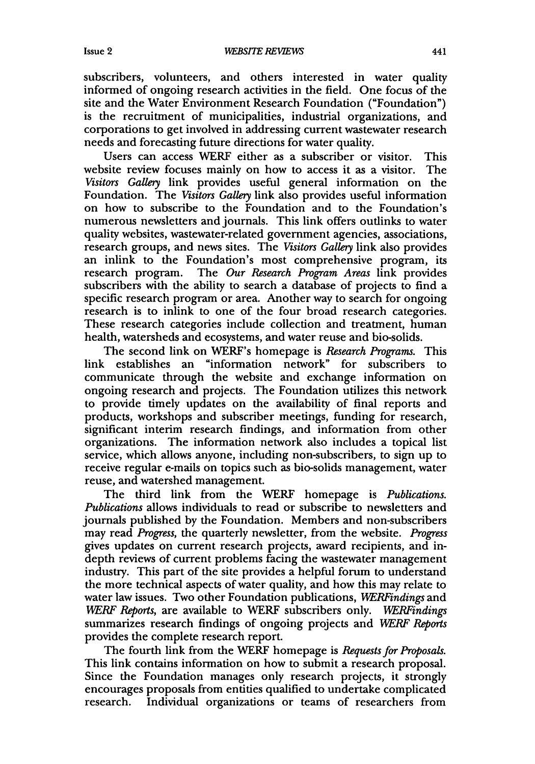subscribers, volunteers, and others interested in water quality informed of ongoing research activities in the field. One focus of the site and the Water Environment Research Foundation ("Foundation") is the recruitment of municipalities, industrial organizations, and corporations to get involved in addressing current wastewater research needs and forecasting future directions for water quality.

Users can access WERF either as a subscriber or visitor. This website review focuses mainly on how to access it as a visitor. The *Visitors Gallery* link provides useful general information on the Foundation. The *Visitors Gallery* link also provides useful information on how to subscribe to the Foundation and to the Foundation's numerous newsletters and journals. This link offers outlinks to water quality websites, wastewater-related government agencies, associations, research groups, and news sites. The *Visitors Gallery* link also provides an inlink to the Foundation's most comprehensive program, its research program. The *Our Research Program Areas* link provides subscribers with the ability to search a database of projects to find a specific research program or area. Another way to search for ongoing research is to inlink to one of the four broad research categories. These research categories include collection and treatment, human health, watersheds and ecosystems, and water reuse and bio-solids.

The second link on WERF's homepage is *Research Programs*. This link establishes an "information network" for subscribers to communicate through the website and exchange information on ongoing research and projects. The Foundation utilizes this network to provide timely updates on the availability of final reports and products, workshops and subscriber meetings, funding for research, significant interim research findings, and information from other organizations. The information network also includes a topical list service, which allows anyone, including non-subscribers, to sign up to receive regular e-mails on topics such as bio-solids management, water reuse, and watershed management.

The third link from the WERF homepage is *Publications*. *Publications* allows individuals to read or subscribe to newsletters and journals published by the Foundation. Members and non-subscribers may read *Progress*, the quarterly newsletter, from the website. *Progress* gives updates on current research projects, award recipients, and in-depth reviews of current problems facing the wastewater management industry. This part of the site provides a helpful forum to understand the more technical aspects of water quality, and how this may relate to water law issues. Two other Foundation publications, *WERFindings* and *WERF Reports*, are available to WERF subscribers only. *WERFindings* summarizes research findings of ongoing projects and *WERF Reports* provides the complete research report.

The fourth link from the WERF homepage is *Requests for Proposals*. This link contains information on how to submit a research proposal. Since the Foundation manages only research projects, it strongly encourages proposals from entities qualified to undertake complicated research. Individual organizations or teams of researchers from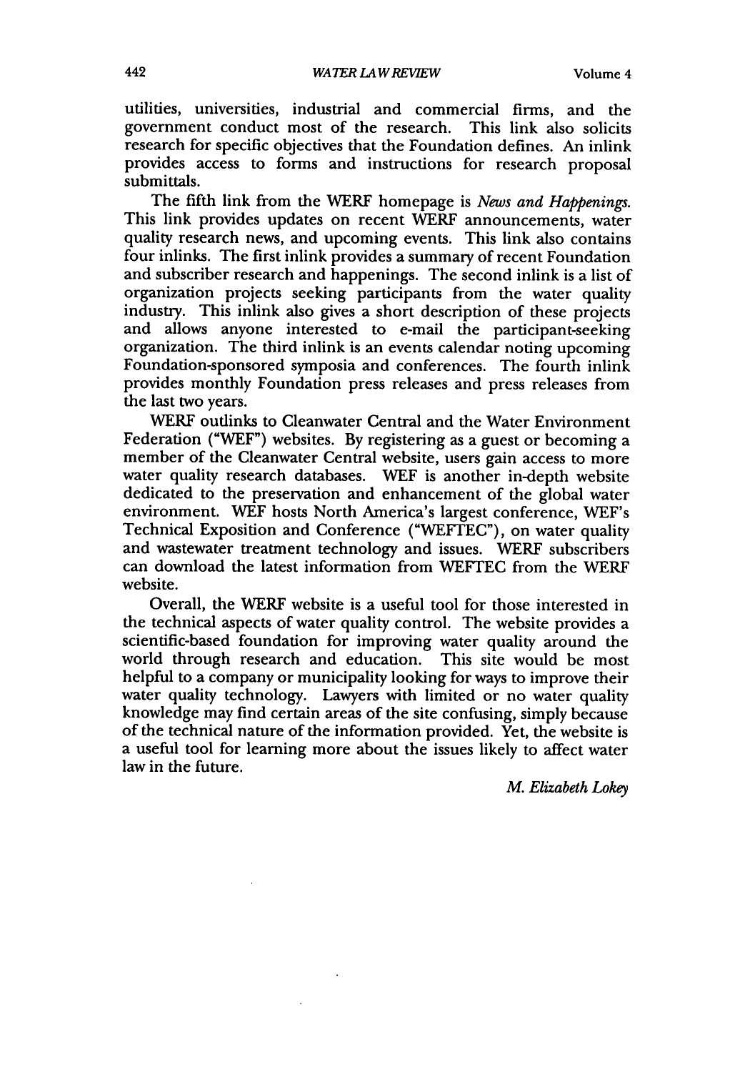utilities, universities, industrial and commercial firms, and the government conduct most of the research. This link also solicits research for specific objectives that the Foundation defines. An inlink provides access to forms and instructions for research proposal submittals.

The fifth link from the WERF homepage is *News and Happenings*. This link provides updates on recent WERF announcements, water quality research news, and upcoming events. This link also contains four inlinks. The first inlink provides a summary of recent Foundation and subscriber research and happenings. The second inlink is a list of organization projects seeking participants from the water quality industry. This inlink also gives a short description of these projects and allows anyone interested to e-mail the participant-seeking organization. The third inlink is an events calendar noting upcoming Foundation-sponsored symposia and conferences. The fourth inlink provides monthly Foundation press releases and press releases from the last two years.

WERF outlinks to Cleanwater Central and the Water Environment Federation ("WEF") websites. By registering as a guest or becoming a member of the Cleanwater Central website, users gain access to more water quality research databases. WEF is another in-depth website dedicated to the preservation and enhancement of the global water environment. WEF hosts North America's largest conference, WEF's Technical Exposition and Conference ("WEFTEC"), on water quality and wastewater treatment technology and issues. WERF subscribers can download the latest information from WEFTEC from the WERF website.

Overall, the WERF website is a useful tool for those interested in the technical aspects of water quality control. The website provides a scientific-based foundation for improving water quality around the world through research and education. This site would be most helpful to a company or municipality looking for ways to improve their water quality technology. Lawyers with limited or no water quality knowledge may find certain areas of the site confusing, simply because of the technical nature of the information provided. Yet, the website is a useful tool for learning more about the issues likely to affect water law in the future.

*M. Elizabeth Lokey*